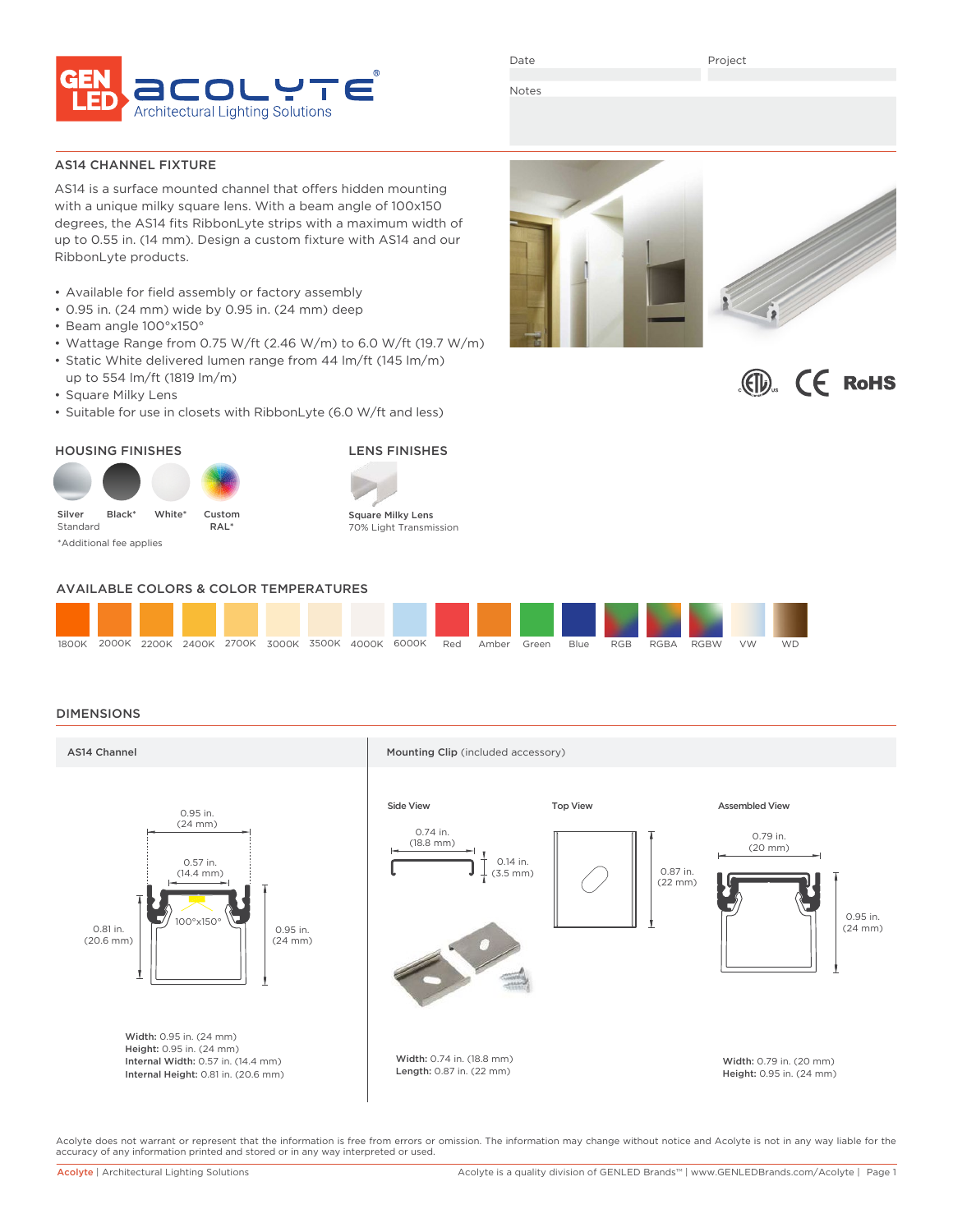Date

Project

Notes

## AS14 CHANNEL FIXTURE

AS14 is a surface mounted channel that offers hidden mounting with a unique milky square lens. With a beam angle of 100x150 degrees, the AS14 fits RibbonLyte strips with a maximum width of up to 0.55 in. (14 mm). Design a custom fixture with AS14 and our RibbonLyte products.

- Available for field assembly or factory assembly
- 0.95 in. (24 mm) wide by 0.95 in. (24 mm) deep
- Beam angle 100°x150°
- Wattage Range from 0.75 W/ft (2.46 W/m) to 6.0 W/ft (19.7 W/m)
- Static White delivered lumen range from 44 lm/ft (145 lm/m) up to 554 lm/ft (1819 lm/m)
- Square Milky Lens
- Suitable for use in closets with RibbonLyte (6.0 W/ft and less)

RoHS

### HOUSING FINISHES

Silver Standard | Black* | White* | Custom RAL*

*Additional fee applies

### LENS FINISHES

**Square Milky Lens**
70% Light Transmission

### AVAILABLE COLORS & COLOR TEMPERATURES

1800K | 2000K | 2200K | 2400K | 2700K | 3000K | 3500K | 4000K | 6000K | Red | Amber | Green | Blue | RGB | RGBA | RGBW | VW | WD

## DIMENSIONS

### AS14 Channel

0.95 in. (24 mm)
0.57 in. (14.4 mm)
100°x150°
0.81 in. (20.6 mm)
0.95 in. (24 mm)

**Width:** 0.95 in. (24 mm)
**Height:** 0.95 in. (24 mm)
**Internal Width:** 0.57 in. (14.4 mm)
**Internal Height:** 0.81 in. (20.6 mm)

### Mounting Clip (included accessory)

**Side View**

0.74 in. (18.8 mm)
0.14 in. (3.5 mm)

**Top View**

0.87 in. (22 mm)

**Width:** 0.74 in. (18.8 mm)
**Length:** 0.87 in. (22 mm)

**Assembled View**

0.79 in. (20 mm)
0.95 in. (24 mm)

**Width:** 0.79 in. (20 mm)
**Height:** 0.95 in. (24 mm)

Acolyte does not warrant or represent that the information is free from errors or omission. The information may change without notice and Acolyte is not in any way liable for the accuracy of any information printed and stored or in any way interpreted or used.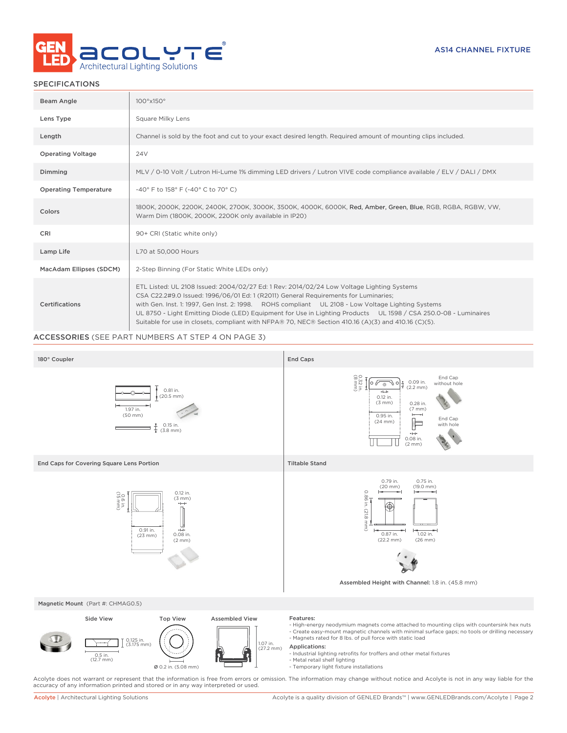AS14 CHANNEL FIXTURE

## SPECIFICATIONS

| | |
|---|---|
| Beam Angle | 100°x150° |
| Lens Type | Square Milky Lens |
| Length | Channel is sold by the foot and cut to your exact desired length. Required amount of mounting clips included. |
| Operating Voltage | 24V |
| Dimming | MLV / 0-10 Volt / Lutron Hi-Lume 1% dimming LED drivers / Lutron VIVE code compliance available / ELV / DALI / DMX |
| Operating Temperature | -40° F to 158° F (-40° C to 70° C) |
| Colors | 1800K, 2000K, 2200K, 2400K, 2700K, 3000K, 3500K, 4000K, 6000K, Red, Amber, Green, Blue, RGB, RGBA, RGBW, VW, Warm Dim (1800K, 2000K, 2200K only available in IP20) |
| CRI | 90+ CRI (Static white only) |
| Lamp Life | L70 at 50,000 Hours |
| MacAdam Ellipses (SDCM) | 2-Step Binning (For Static White LEDs only) |
| Certifications | ETL Listed: UL 2108 Issued: 2004/02/27 Ed: 1 Rev: 2014/02/24 Low Voltage Lighting Systems<br>CSA C22.2#9.0 Issued: 1996/06/01 Ed: 1 (R2011) General Requirements for Luminaries;<br>with Gen. Inst. 1: 1997, Gen Inst. 2: 1998. ROHS compliant UL 2108 - Low Voltage Lighting Systems<br>UL 8750 - Light Emitting Diode (LED) Equipment for Use in Lighting Products UL 1598 / CSA 250.0-08 - Luminaires<br>Suitable for use in closets, compliant with NFPA® 70, NEC® Section 410.16 (A)(3) and 410.16 (C)(5). |

## ACCESSORIES (SEE PART NUMBERS AT STEP 4 ON PAGE 3)

### 180° Coupler

0.81 in. (20.5 mm)
1.97 in. (50 mm)
0.15 in. (3.8 mm)

### End Caps

0.32 in. (8 mm)
0.09 in. (2.2 mm)
0.12 in. (3 mm)
0.28 in. (7 mm)
0.95 in. (24 mm)
0.08 in. (2 mm)

End Cap without hole

End Cap with hole

### End Caps for Covering Square Lens Portion

0.6 in. (15 mm)
0.12 in. (3 mm)
0.91 in. (23 mm)
0.08 in. (2 mm)

### Tiltable Stand

0.79 in. (20 mm)
0.75 in. (19.0 mm)
0.86 in. (21.8 mm)
0.87 in. (22.2 mm)
1.02 in. (26 mm)

**Assembled Height with Channel:** 1.8 in. (45.8 mm)

### Magnetic Mount (Part #: CHMAG0.5)

Side View: 0.125 in. (3.175 mm); 0.5 in. (12.7 mm)

Top View: Ø 0.2 in. (5.08 mm)

Assembled View: 1.07 in. (27.2 mm)

**Features:**
- High-energy neodymium magnets come attached to mounting clips with countersink hex nuts
- Create easy-mount magnetic channels with minimal surface gaps; no tools or drilling necessary
- Magnets rated for 8 lbs. of pull force with static load

**Applications:**
- Industrial lighting retrofits for troffers and other metal fixtures
- Metal retail shelf lighting
- Temporary light fixture installations

Acolyte does not warrant or represent that the information is free from errors or omission. The information may change without notice and Acolyte is not in any way liable for the accuracy of any information printed and stored or in any way interpreted or used.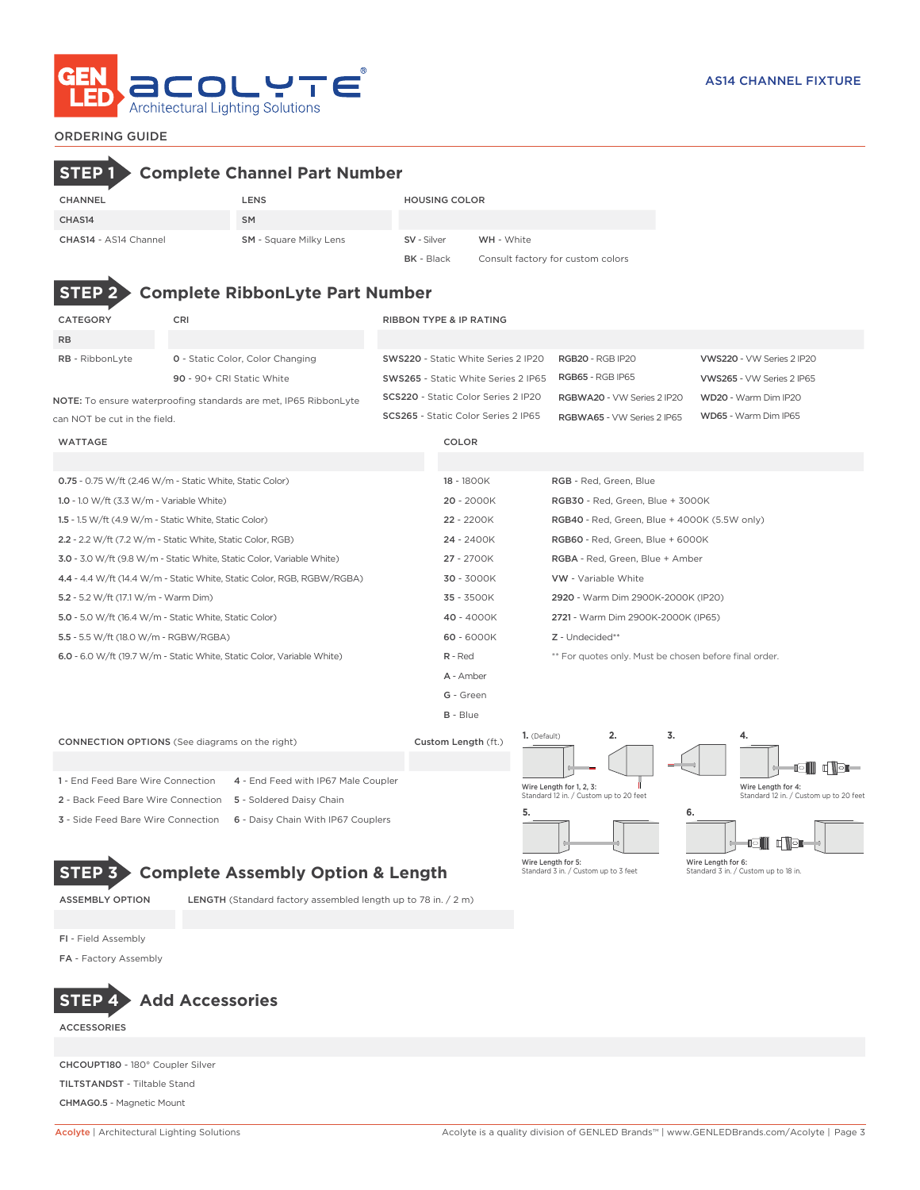AS14 CHANNEL FIXTURE

ORDERING GUIDE

## STEP 1 Complete Channel Part Number

| CHANNEL | LENS | HOUSING COLOR |
|---|---|---|
| CHAS14 | SM | |
| **CHAS14** - AS14 Channel | **SM** - Square Milky Lens | **SV** - Silver, **WH** - White, **BK** - Black, Consult factory for custom colors |

## STEP 2 Complete RibbonLyte Part Number

| CATEGORY | CRI | RIBBON TYPE & IP RATING |
|---|---|---|
| RB | | |
| **RB** - RibbonLyte | **0** - Static Color, Color Changing | **SWS220** - Static White Series 2 IP20 |
| | **90** - 90+ CRI Static White | **SWS265** - Static White Series 2 IP65 |
| | | **SCS220** - Static Color Series 2 IP20 |
| | | **SCS265** - Static Color Series 2 IP65 |
| | | **RGB20** - RGB IP20 |
| | | **RGB65** - RGB IP65 |
| | | **RGBWA20** - VW Series 2 IP20 |
| | | **RGBWA65** - VW Series 2 IP65 |
| | | **VWS220** - VW Series 2 IP20 |
| | | **VWS265** - VW Series 2 IP65 |
| | | **WD20** - Warm Dim IP20 |
| | | **WD65** - Warm Dim IP65 |

**NOTE:** To ensure waterproofing standards are met, IP65 RibbonLyte can NOT be cut in the field.

**WATTAGE**

- **0.75** - 0.75 W/ft (2.46 W/m - Static White, Static Color)
- **1.0** - 1.0 W/ft (3.3 W/m - Variable White)
- **1.5** - 1.5 W/ft (4.9 W/m - Static White, Static Color)
- **2.2** - 2.2 W/ft (7.2 W/m - Static White, Static Color, RGB)
- **3.0** - 3.0 W/ft (9.8 W/m - Static White, Static Color, Variable White)
- **4.4** - 4.4 W/ft (14.4 W/m - Static White, Static Color, RGB, RGBW/RGBA)
- **5.2** - 5.2 W/ft (17.1 W/m - Warm Dim)
- **5.0** - 5.0 W/ft (16.4 W/m - Static White, Static Color)
- **5.5** - 5.5 W/ft (18.0 W/m - RGBW/RGBA)
- **6.0** - 6.0 W/ft (19.7 W/m - Static White, Static Color, Variable White)

**COLOR**

- **18** - 1800K
- **20** - 2000K
- **22** - 2200K
- **24** - 2400K
- **27** - 2700K
- **30** - 3000K
- **35** - 3500K
- **40** - 4000K
- **60** - 6000K
- **R** - Red
- **A** - Amber
- **G** - Green
- **B** - Blue
- **RGB** - Red, Green, Blue
- **RGB30** - Red, Green, Blue + 3000K
- **RGB40** - Red, Green, Blue + 4000K (5.5W only)
- **RGB60** - Red, Green, Blue + 6000K
- **RGBA** - Red, Green, Blue + Amber
- **VW** - Variable White
- **2920** - Warm Dim 2900K-2000K (IP20)
- **2721** - Warm Dim 2900K-2000K (IP65)
- **Z** - Undecided**

** For quotes only. Must be chosen before final order.

**CONNECTION OPTIONS** (See diagrams on the right)

- **1** - End Feed Bare Wire Connection
- **2** - Back Feed Bare Wire Connection
- **3** - Side Feed Bare Wire Connection
- **4** - End Feed with IP67 Male Coupler
- **5** - Soldered Daisy Chain
- **6** - Daisy Chain With IP67 Couplers

**Custom Length** (ft.)

1. (Default) 2. 3. — Wire Length for 1, 2, 3: Standard 12 in. / Custom up to 20 feet

4. — Wire Length for 4: Standard 12 in. / Custom up to 20 feet

5. — Wire Length for 5: Standard 3 in. / Custom up to 3 feet

6. — Wire Length for 6: Standard 3 in. / Custom up to 18 in.

## STEP 3 Complete Assembly Option & Length

| ASSEMBLY OPTION | LENGTH (Standard factory assembled length up to 78 in. / 2 m) |
|---|---|
| **FI** - Field Assembly | |
| **FA** - Factory Assembly | |

## STEP 4 Add Accessories

**ACCESSORIES**

- **CHCOUPT180** - 180° Coupler Silver
- **TILTSTANDST** - Tiltable Stand
- **CHMAG0.5** - Magnetic Mount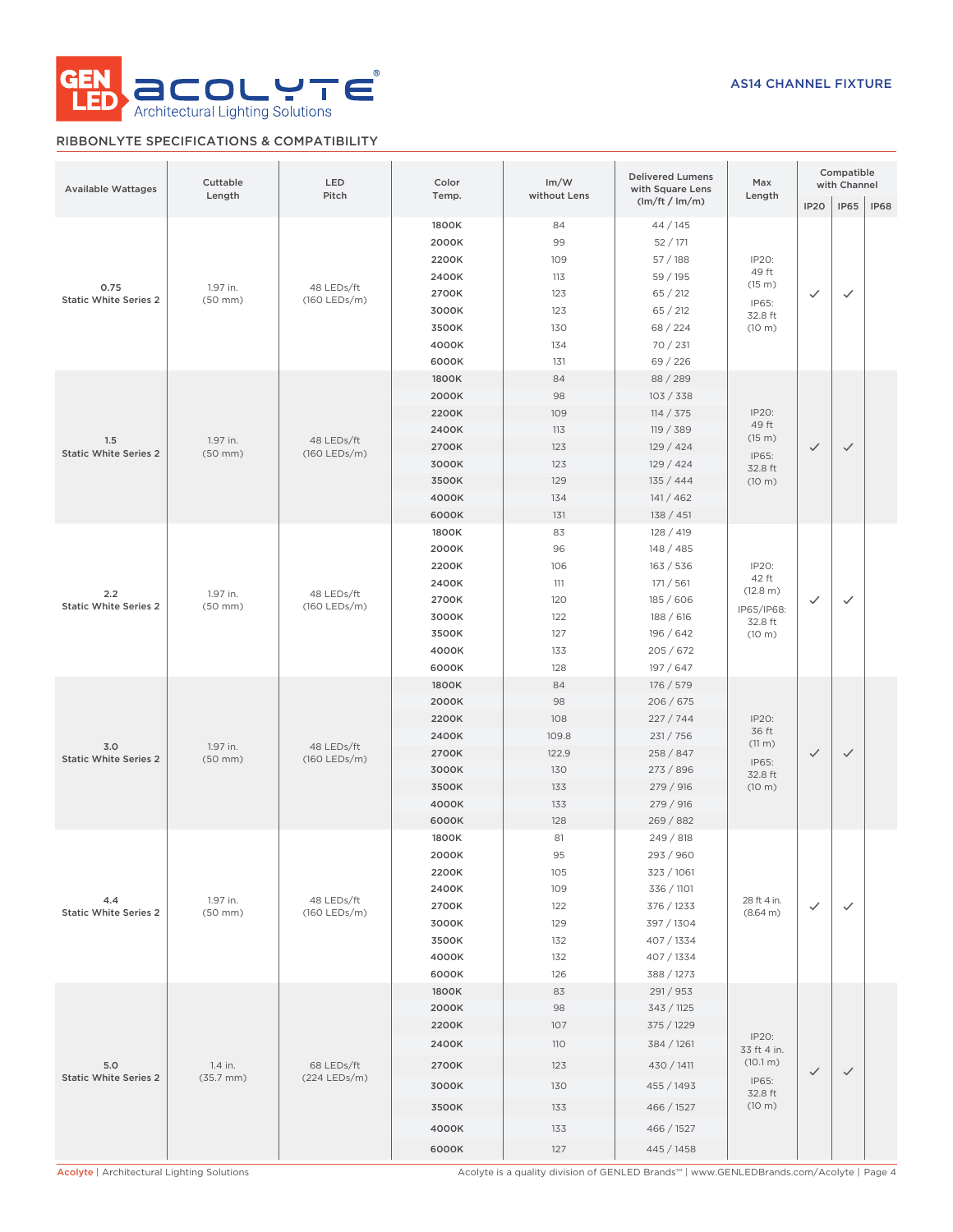AS14 CHANNEL FIXTURE

## RIBBONLYTE SPECIFICATIONS & COMPATIBILITY

| Available Wattages | Cuttable Length | LED Pitch | Color Temp. | lm/W without Lens | Delivered Lumens with Square Lens (lm/ft / lm/m) | Max Length | Compatible with Channel | | |
|---|---|---|---|---|---|---|---|---|---|
| | | | | | | | IP20 | IP65 | IP68 |
| 0.75 Static White Series 2 | 1.97 in. (50 mm) | 48 LEDs/ft (160 LEDs/m) | 1800K | 84 | 44 / 145 | IP20: 49 ft (15 m) IP65: 32.8 ft (10 m) | ✓ | ✓ | |
| | | | 2000K | 99 | 52 / 171 | | | | |
| | | | 2200K | 109 | 57 / 188 | | | | |
| | | | 2400K | 113 | 59 / 195 | | | | |
| | | | 2700K | 123 | 65 / 212 | | | | |
| | | | 3000K | 123 | 65 / 212 | | | | |
| | | | 3500K | 130 | 68 / 224 | | | | |
| | | | 4000K | 134 | 70 / 231 | | | | |
| | | | 6000K | 131 | 69 / 226 | | | | |
| 1.5 Static White Series 2 | 1.97 in. (50 mm) | 48 LEDs/ft (160 LEDs/m) | 1800K | 84 | 88 / 289 | IP20: 49 ft (15 m) IP65: 32.8 ft (10 m) | ✓ | ✓ | |
| | | | 2000K | 98 | 103 / 338 | | | | |
| | | | 2200K | 109 | 114 / 375 | | | | |
| | | | 2400K | 113 | 119 / 389 | | | | |
| | | | 2700K | 123 | 129 / 424 | | | | |
| | | | 3000K | 123 | 129 / 424 | | | | |
| | | | 3500K | 129 | 135 / 444 | | | | |
| | | | 4000K | 134 | 141 / 462 | | | | |
| | | | 6000K | 131 | 138 / 451 | | | | |
| 2.2 Static White Series 2 | 1.97 in. (50 mm) | 48 LEDs/ft (160 LEDs/m) | 1800K | 83 | 128 / 419 | IP20: 42 ft (12.8 m) IP65/IP68: 32.8 ft (10 m) | ✓ | ✓ | |
| | | | 2000K | 96 | 148 / 485 | | | | |
| | | | 2200K | 106 | 163 / 536 | | | | |
| | | | 2400K | 111 | 171 / 561 | | | | |
| | | | 2700K | 120 | 185 / 606 | | | | |
| | | | 3000K | 122 | 188 / 616 | | | | |
| | | | 3500K | 127 | 196 / 642 | | | | |
| | | | 4000K | 133 | 205 / 672 | | | | |
| | | | 6000K | 128 | 197 / 647 | | | | |
| 3.0 Static White Series 2 | 1.97 in. (50 mm) | 48 LEDs/ft (160 LEDs/m) | 1800K | 84 | 176 / 579 | IP20: 36 ft (11 m) IP65: 32.8 ft (10 m) | ✓ | ✓ | |
| | | | 2000K | 98 | 206 / 675 | | | | |
| | | | 2200K | 108 | 227 / 744 | | | | |
| | | | 2400K | 109.8 | 231 / 756 | | | | |
| | | | 2700K | 122.9 | 258 / 847 | | | | |
| | | | 3000K | 130 | 273 / 896 | | | | |
| | | | 3500K | 133 | 279 / 916 | | | | |
| | | | 4000K | 133 | 279 / 916 | | | | |
| | | | 6000K | 128 | 269 / 882 | | | | |
| 4.4 Static White Series 2 | 1.97 in. (50 mm) | 48 LEDs/ft (160 LEDs/m) | 1800K | 81 | 249 / 818 | 28 ft 4 in. (8.64 m) | ✓ | ✓ | |
| | | | 2000K | 95 | 293 / 960 | | | | |
| | | | 2200K | 105 | 323 / 1061 | | | | |
| | | | 2400K | 109 | 336 / 1101 | | | | |
| | | | 2700K | 122 | 376 / 1233 | | | | |
| | | | 3000K | 129 | 397 / 1304 | | | | |
| | | | 3500K | 132 | 407 / 1334 | | | | |
| | | | 4000K | 132 | 407 / 1334 | | | | |
| | | | 6000K | 126 | 388 / 1273 | | | | |
| 5.0 Static White Series 2 | 1.4 in. (35.7 mm) | 68 LEDs/ft (224 LEDs/m) | 1800K | 83 | 291 / 953 | IP20: 33 ft 4 in. (10.1 m) IP65: 32.8 ft (10 m) | ✓ | ✓ | |
| | | | 2000K | 98 | 343 / 1125 | | | | |
| | | | 2200K | 107 | 375 / 1229 | | | | |
| | | | 2400K | 110 | 384 / 1261 | | | | |
| | | | 2700K | 123 | 430 / 1411 | | | | |
| | | | 3000K | 130 | 455 / 1493 | | | | |
| | | | 3500K | 133 | 466 / 1527 | | | | |
| | | | 4000K | 133 | 466 / 1527 | | | | |
| | | | 6000K | 127 | 445 / 1458 | | | | |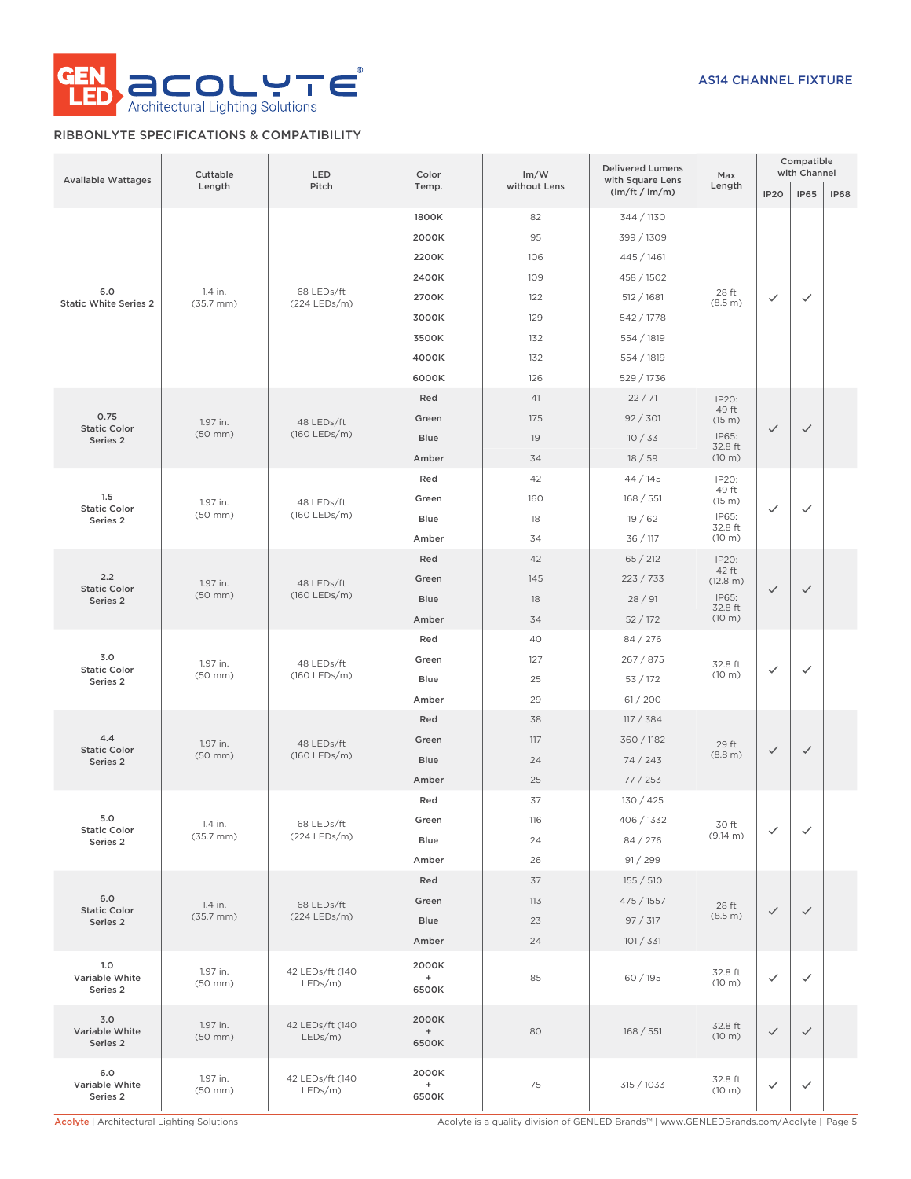AS14 CHANNEL FIXTURE

## RIBBONLYTE SPECIFICATIONS & COMPATIBILITY

| Available Wattages | Cuttable Length | LED Pitch | Color Temp. | lm/W without Lens | Delivered Lumens with Square Lens (lm/ft / lm/m) | Max Length | Compatible with Channel | | |
|---|---|---|---|---|---|---|---|---|---|
| | | | | | | | IP20 | IP65 | IP68 |
| 6.0 Static White Series 2 | 1.4 in. (35.7 mm) | 68 LEDs/ft (224 LEDs/m) | 1800K | 82 | 344 / 1130 | 28 ft (8.5 m) | ✓ | ✓ | |
| | | | 2000K | 95 | 399 / 1309 | | | | |
| | | | 2200K | 106 | 445 / 1461 | | | | |
| | | | 2400K | 109 | 458 / 1502 | | | | |
| | | | 2700K | 122 | 512 / 1681 | | | | |
| | | | 3000K | 129 | 542 / 1778 | | | | |
| | | | 3500K | 132 | 554 / 1819 | | | | |
| | | | 4000K | 132 | 554 / 1819 | | | | |
| | | | 6000K | 126 | 529 / 1736 | | | | |
| 0.75 Static Color Series 2 | 1.97 in. (50 mm) | 48 LEDs/ft (160 LEDs/m) | Red | 41 | 22 / 71 | IP20: 49 ft (15 m) IP65: 32.8 ft (10 m) | ✓ | ✓ | |
| | | | Green | 175 | 92 / 301 | | | | |
| | | | Blue | 19 | 10 / 33 | | | | |
| | | | Amber | 34 | 18 / 59 | | | | |
| 1.5 Static Color Series 2 | 1.97 in. (50 mm) | 48 LEDs/ft (160 LEDs/m) | Red | 42 | 44 / 145 | IP20: 49 ft (15 m) IP65: 32.8 ft (10 m) | ✓ | ✓ | |
| | | | Green | 160 | 168 / 551 | | | | |
| | | | Blue | 18 | 19 / 62 | | | | |
| | | | Amber | 34 | 36 / 117 | | | | |
| 2.2 Static Color Series 2 | 1.97 in. (50 mm) | 48 LEDs/ft (160 LEDs/m) | Red | 42 | 65 / 212 | IP20: 42 ft (12.8 m) IP65: 32.8 ft (10 m) | ✓ | ✓ | |
| | | | Green | 145 | 223 / 733 | | | | |
| | | | Blue | 18 | 28 / 91 | | | | |
| | | | Amber | 34 | 52 / 172 | | | | |
| 3.0 Static Color Series 2 | 1.97 in. (50 mm) | 48 LEDs/ft (160 LEDs/m) | Red | 40 | 84 / 276 | 32.8 ft (10 m) | ✓ | ✓ | |
| | | | Green | 127 | 267 / 875 | | | | |
| | | | Blue | 25 | 53 / 172 | | | | |
| | | | Amber | 29 | 61 / 200 | | | | |
| 4.4 Static Color Series 2 | 1.97 in. (50 mm) | 48 LEDs/ft (160 LEDs/m) | Red | 38 | 117 / 384 | 29 ft (8.8 m) | ✓ | ✓ | |
| | | | Green | 117 | 360 / 1182 | | | | |
| | | | Blue | 24 | 74 / 243 | | | | |
| | | | Amber | 25 | 77 / 253 | | | | |
| 5.0 Static Color Series 2 | 1.4 in. (35.7 mm) | 68 LEDs/ft (224 LEDs/m) | Red | 37 | 130 / 425 | 30 ft (9.14 m) | ✓ | ✓ | |
| | | | Green | 116 | 406 / 1332 | | | | |
| | | | Blue | 24 | 84 / 276 | | | | |
| | | | Amber | 26 | 91 / 299 | | | | |
| 6.0 Static Color Series 2 | 1.4 in. (35.7 mm) | 68 LEDs/ft (224 LEDs/m) | Red | 37 | 155 / 510 | 28 ft (8.5 m) | ✓ | ✓ | |
| | | | Green | 113 | 475 / 1557 | | | | |
| | | | Blue | 23 | 97 / 317 | | | | |
| | | | Amber | 24 | 101 / 331 | | | | |
| 1.0 Variable White Series 2 | 1.97 in. (50 mm) | 42 LEDs/ft (140 LEDs/m) | 2000K + 6500K | 85 | 60 / 195 | 32.8 ft (10 m) | ✓ | ✓ | |
| 3.0 Variable White Series 2 | 1.97 in. (50 mm) | 42 LEDs/ft (140 LEDs/m) | 2000K + 6500K | 80 | 168 / 551 | 32.8 ft (10 m) | ✓ | ✓ | |
| 6.0 Variable White Series 2 | 1.97 in. (50 mm) | 42 LEDs/ft (140 LEDs/m) | 2000K + 6500K | 75 | 315 / 1033 | 32.8 ft (10 m) | ✓ | ✓ | |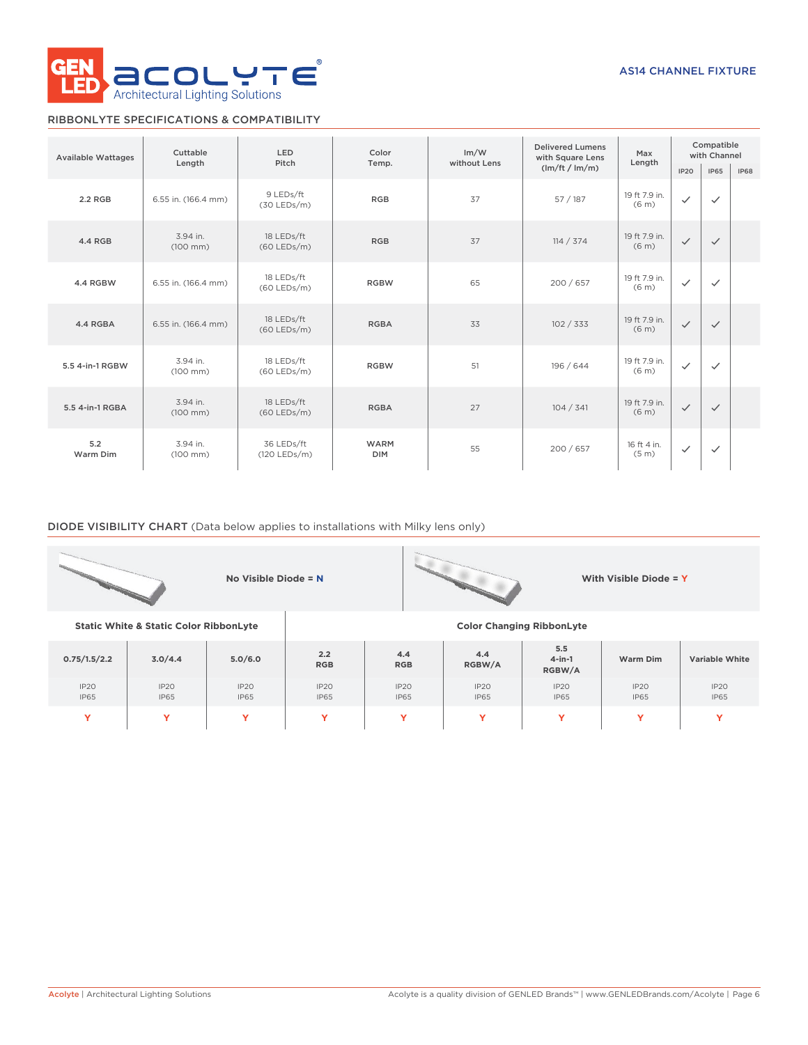## RIBBONLYTE SPECIFICATIONS & COMPATIBILITY

| Available Wattages | Cuttable Length | LED Pitch | Color Temp. | lm/W without Lens | Delivered Lumens with Square Lens (lm/ft / lm/m) | Max Length | Compatible with Channel | | |
|---|---|---|---|---|---|---|---|---|---|
| | | | | | | | IP20 | IP65 | IP68 |
| 2.2 RGB | 6.55 in. (166.4 mm) | 9 LEDs/ft (30 LEDs/m) | RGB | 37 | 57 / 187 | 19 ft 7.9 in. (6 m) | ✓ | ✓ | |
| 4.4 RGB | 3.94 in. (100 mm) | 18 LEDs/ft (60 LEDs/m) | RGB | 37 | 114 / 374 | 19 ft 7.9 in. (6 m) | ✓ | ✓ | |
| 4.4 RGBW | 6.55 in. (166.4 mm) | 18 LEDs/ft (60 LEDs/m) | RGBW | 65 | 200 / 657 | 19 ft 7.9 in. (6 m) | ✓ | ✓ | |
| 4.4 RGBA | 6.55 in. (166.4 mm) | 18 LEDs/ft (60 LEDs/m) | RGBA | 33 | 102 / 333 | 19 ft 7.9 in. (6 m) | ✓ | ✓ | |
| 5.5 4-in-1 RGBW | 3.94 in. (100 mm) | 18 LEDs/ft (60 LEDs/m) | RGBW | 51 | 196 / 644 | 19 ft 7.9 in. (6 m) | ✓ | ✓ | |
| 5.5 4-in-1 RGBA | 3.94 in. (100 mm) | 18 LEDs/ft (60 LEDs/m) | RGBA | 27 | 104 / 341 | 19 ft 7.9 in. (6 m) | ✓ | ✓ | |
| 5.2 Warm Dim | 3.94 in. (100 mm) | 36 LEDs/ft (120 LEDs/m) | WARM DIM | 55 | 200 / 657 | 16 ft 4 in. (5 m) | ✓ | ✓ | |

## DIODE VISIBILITY CHART (Data below applies to installations with Milky lens only)

**No Visible Diode = N**

**With Visible Diode = Y**

| Static White & Static Color RibbonLyte | | | Color Changing RibbonLyte | | | | | |
|---|---|---|---|---|---|---|---|---|
| 0.75/1.5/2.2 | 3.0/4.4 | 5.0/6.0 | 2.2 RGB | 4.4 RGB | 4.4 RGBW/A | 5.5 4-in-1 RGBW/A | Warm Dim | Variable White |
| IP20 IP65 | IP20 IP65 | IP20 IP65 | IP20 IP65 | IP20 IP65 | IP20 IP65 | IP20 IP65 | IP20 IP65 | IP20 IP65 |
| Y | Y | Y | Y | Y | Y | Y | Y | Y |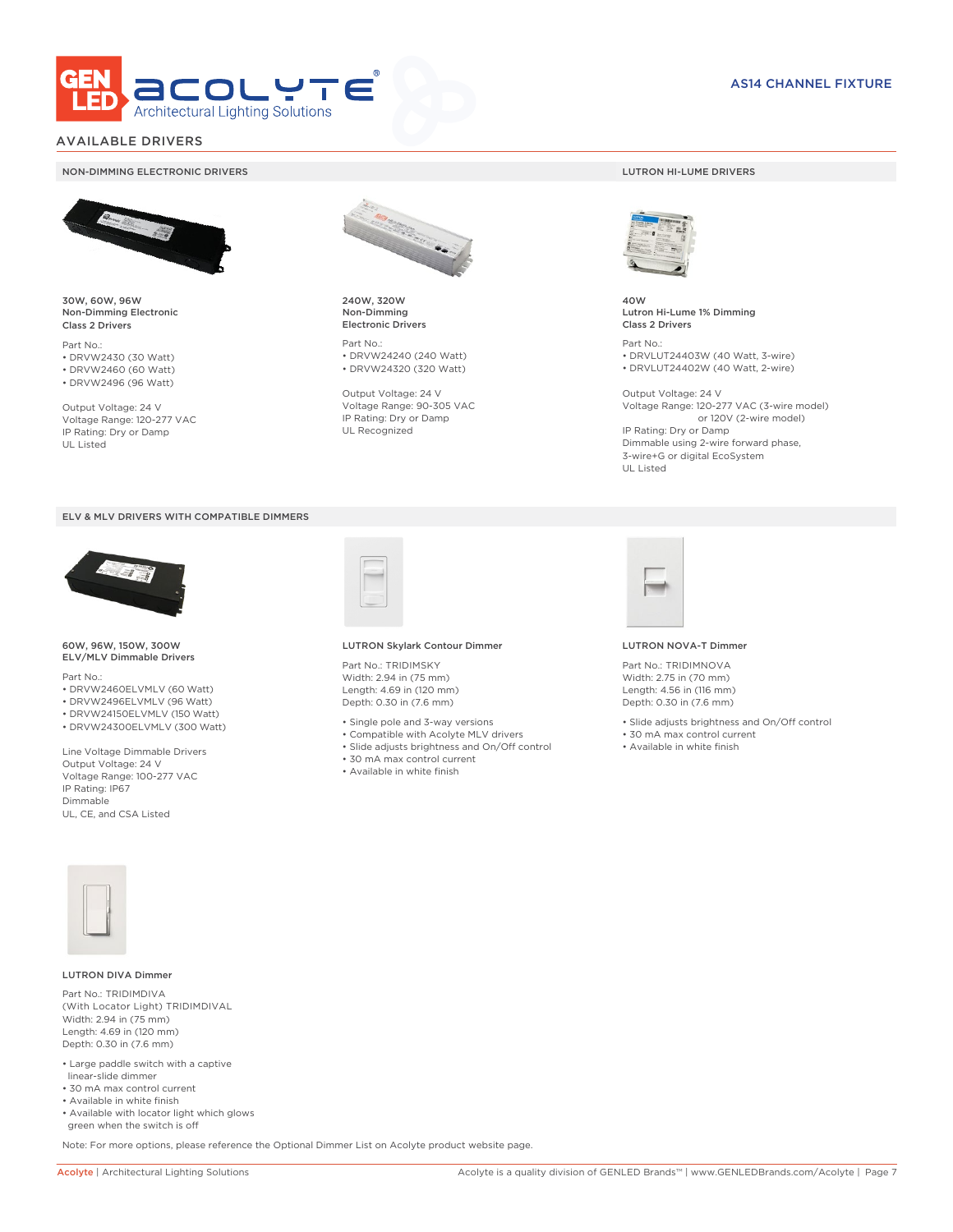# AVAILABLE DRIVERS

## NON-DIMMING ELECTRONIC DRIVERS

**30W, 60W, 96W**
**Non-Dimming Electronic**
**Class 2 Drivers**

Part No.:
- DRVW2430 (30 Watt)
- DRVW2460 (60 Watt)
- DRVW2496 (96 Watt)

Output Voltage: 24 V
Voltage Range: 120-277 VAC
IP Rating: Dry or Damp
UL Listed

**240W, 320W**
**Non-Dimming**
**Electronic Drivers**

Part No.:
- DRVW24240 (240 Watt)
- DRVW24320 (320 Watt)

Output Voltage: 24 V
Voltage Range: 90-305 VAC
IP Rating: Dry or Damp
UL Recognized

## LUTRON HI-LUME DRIVERS

**40W**
**Lutron Hi-Lume 1% Dimming**
**Class 2 Drivers**

Part No.:
- DRVLUT24403W (40 Watt, 3-wire)
- DRVLUT24402W (40 Watt, 2-wire)

Output Voltage: 24 V
Voltage Range: 120-277 VAC (3-wire model) or 120V (2-wire model)
IP Rating: Dry or Damp
Dimmable using 2-wire forward phase, 3-wire+G or digital EcoSystem
UL Listed

## ELV & MLV DRIVERS WITH COMPATIBLE DIMMERS

**60W, 96W, 150W, 300W**
**ELV/MLV Dimmable Drivers**

Part No.:
- DRVW2460ELVMLV (60 Watt)
- DRVW2496ELVMLV (96 Watt)
- DRVW24150ELVMLV (150 Watt)
- DRVW24300ELVMLV (300 Watt)

Line Voltage Dimmable Drivers
Output Voltage: 24 V
Voltage Range: 100-277 VAC
IP Rating: IP67
Dimmable
UL, CE, and CSA Listed

**LUTRON Skylark Contour Dimmer**

Part No.: TRIDIMSKY
Width: 2.94 in (75 mm)
Length: 4.69 in (120 mm)
Depth: 0.30 in (7.6 mm)

- Single pole and 3-way versions
- Compatible with Acolyte MLV drivers
- Slide adjusts brightness and On/Off control
- 30 mA max control current
- Available in white finish

**LUTRON NOVA-T Dimmer**

Part No.: TRIDIMNOVA
Width: 2.75 in (70 mm)
Length: 4.56 in (116 mm)
Depth: 0.30 in (7.6 mm)

- Slide adjusts brightness and On/Off control
- 30 mA max control current
- Available in white finish

**LUTRON DIVA Dimmer**

Part No.: TRIDIMDIVA
(With Locator Light) TRIDIMDIVAL
Width: 2.94 in (75 mm)
Length: 4.69 in (120 mm)
Depth: 0.30 in (7.6 mm)

- Large paddle switch with a captive linear-slide dimmer
- 30 mA max control current
- Available in white finish
- Available with locator light which glows green when the switch is off

Note: For more options, please reference the Optional Dimmer List on Acolyte product website page.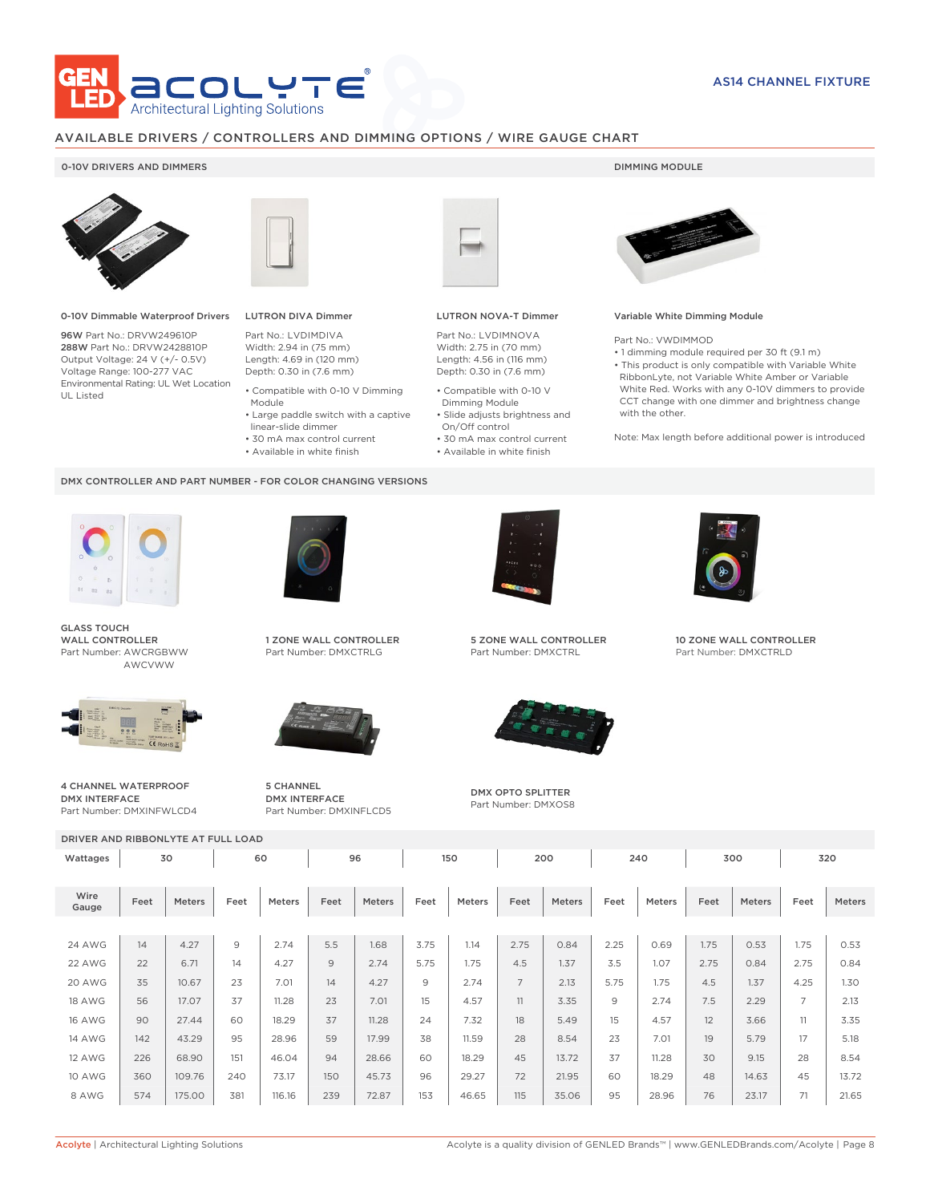# AS14 CHANNEL FIXTURE

## AVAILABLE DRIVERS / CONTROLLERS AND DIMMING OPTIONS / WIRE GAUGE CHART

### 0-10V DRIVERS AND DIMMERS

**0-10V Dimmable Waterproof Drivers**

**96W** Part No.: DRVW249610P
**288W** Part No.: DRVW2428810P
Output Voltage: 24 V (+/- 0.5V)
Voltage Range: 100-277 VAC
Environmental Rating: UL Wet Location
UL Listed

**LUTRON DIVA Dimmer**

Part No.: LVDIMDIVA
Width: 2.94 in (75 mm)
Length: 4.69 in (120 mm)
Depth: 0.30 in (7.6 mm)

- Compatible with 0-10 V Dimming Module
- Large paddle switch with a captive linear-slide dimmer
- 30 mA max control current
- Available in white finish

**LUTRON NOVA-T Dimmer**

Part No.: LVDIMNOVA
Width: 2.75 in (70 mm)
Length: 4.56 in (116 mm)
Depth: 0.30 in (7.6 mm)

- Compatible with 0-10 V Dimming Module
- Slide adjusts brightness and On/Off control
- 30 mA max control current
- Available in white finish

### DIMMING MODULE

**Variable White Dimming Module**

Part No.: VWDIMMOD

- 1 dimming module required per 30 ft (9.1 m)
- This product is only compatible with Variable White RibbonLyte, not Variable White Amber or Variable White Red. Works with any 0-10V dimmers to provide CCT change with one dimmer and brightness change with the other.

Note: Max length before additional power is introduced

### DMX CONTROLLER AND PART NUMBER - FOR COLOR CHANGING VERSIONS

**GLASS TOUCH WALL CONTROLLER**
Part Number: AWCRGBWW
AWCVWW

**1 ZONE WALL CONTROLLER**
Part Number: DMXCTRLG

**5 ZONE WALL CONTROLLER**
Part Number: DMXCTRL

**10 ZONE WALL CONTROLLER**
Part Number: DMXCTRLD

**4 CHANNEL WATERPROOF DMX INTERFACE**
Part Number: DMXINFWLCD4

**5 CHANNEL DMX INTERFACE**
Part Number: DMXINFLCD5

**DMX OPTO SPLITTER**
Part Number: DMXOS8

### DRIVER AND RIBBONLYTE AT FULL LOAD

| Wattages | 30 | | 60 | | 96 | | 150 | | 200 | | 240 | | 300 | | 320 | |
|---|---|---|---|---|---|---|---|---|---|---|---|---|---|---|---|---|
| Wire Gauge | Feet | Meters | Feet | Meters | Feet | Meters | Feet | Meters | Feet | Meters | Feet | Meters | Feet | Meters | Feet | Meters |
| 24 AWG | 14 | 4.27 | 9 | 2.74 | 5.5 | 1.68 | 3.75 | 1.14 | 2.75 | 0.84 | 2.25 | 0.69 | 1.75 | 0.53 | 1.75 | 0.53 |
| 22 AWG | 22 | 6.71 | 14 | 4.27 | 9 | 2.74 | 5.75 | 1.75 | 4.5 | 1.37 | 3.5 | 1.07 | 2.75 | 0.84 | 2.75 | 0.84 |
| 20 AWG | 35 | 10.67 | 23 | 7.01 | 14 | 4.27 | 9 | 2.74 | 7 | 2.13 | 5.75 | 1.75 | 4.5 | 1.37 | 4.25 | 1.30 |
| 18 AWG | 56 | 17.07 | 37 | 11.28 | 23 | 7.01 | 15 | 4.57 | 11 | 3.35 | 9 | 2.74 | 7.5 | 2.29 | 7 | 2.13 |
| 16 AWG | 90 | 27.44 | 60 | 18.29 | 37 | 11.28 | 24 | 7.32 | 18 | 5.49 | 15 | 4.57 | 12 | 3.66 | 11 | 3.35 |
| 14 AWG | 142 | 43.29 | 95 | 28.96 | 59 | 17.99 | 38 | 11.59 | 28 | 8.54 | 23 | 7.01 | 19 | 5.79 | 17 | 5.18 |
| 12 AWG | 226 | 68.90 | 151 | 46.04 | 94 | 28.66 | 60 | 18.29 | 45 | 13.72 | 37 | 11.28 | 30 | 9.15 | 28 | 8.54 |
| 10 AWG | 360 | 109.76 | 240 | 73.17 | 150 | 45.73 | 96 | 29.27 | 72 | 21.95 | 60 | 18.29 | 48 | 14.63 | 45 | 13.72 |
| 8 AWG | 574 | 175.00 | 381 | 116.16 | 239 | 72.87 | 153 | 46.65 | 115 | 35.06 | 95 | 28.96 | 76 | 23.17 | 71 | 21.65 |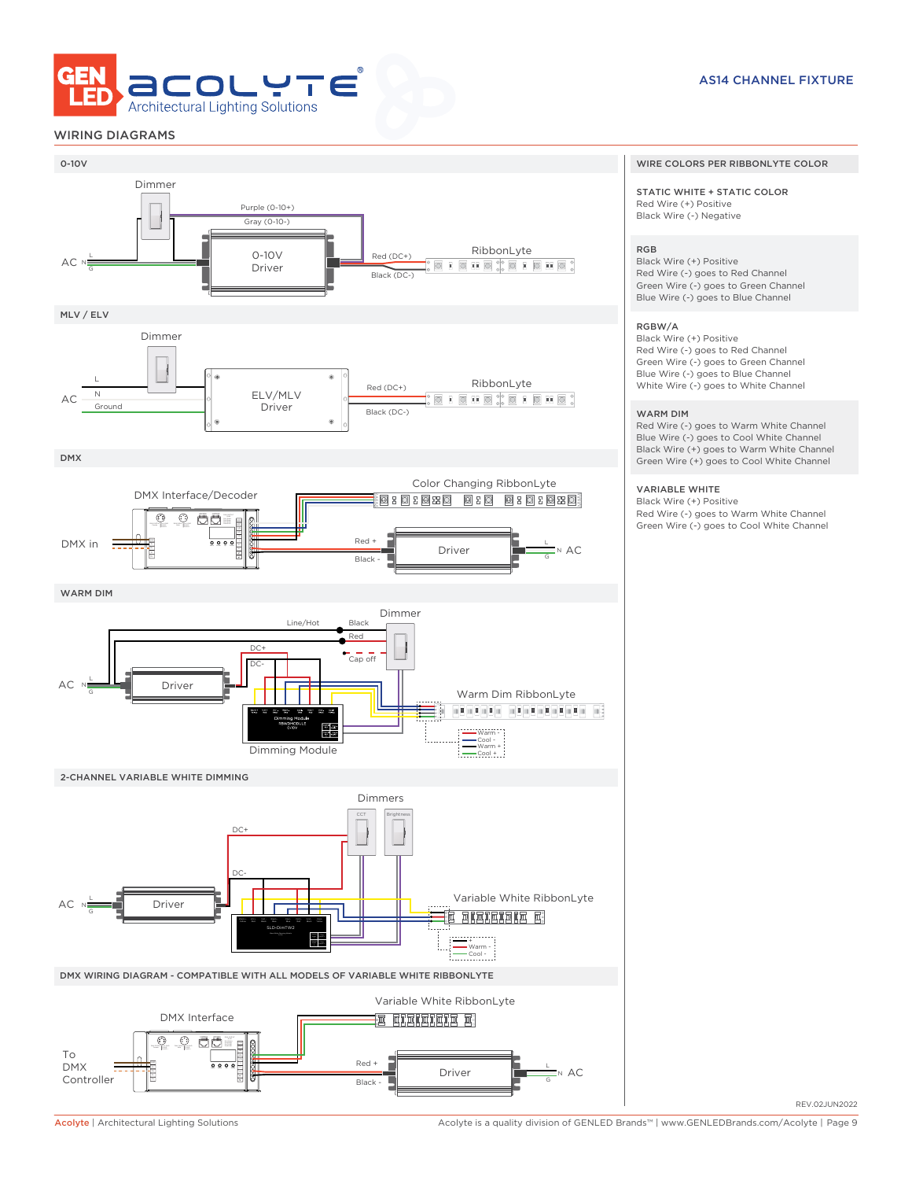AS14 CHANNEL FIXTURE

## WIRING DIAGRAMS

### 0-10V

Dimmer

Purple (0-10+)

Gray (0-10-)

AC L N G

0-10V Driver

Red (DC+)

Black (DC-)

RibbonLyte

### MLV / ELV

Dimmer

L

N

AC

Ground

ELV/MLV Driver

Red (DC+)

Black (DC-)

RibbonLyte

### DMX

DMX Interface/Decoder

Color Changing RibbonLyte

DMX in

Red +

Black -

Driver

L N G AC

### WARM DIM

Dimmer

Line/Hot

Black

Red

Cap off

DC+

DC-

AC L N G

Driver

Warm Dim RibbonLyte

Dimming Module

Warm -

Cool -

Warm +

Cool +

### 2-CHANNEL VARIABLE WHITE DIMMING

Dimmers

CCT

Brightness

DC+

DC-

AC L N G

Driver

Variable White RibbonLyte

Warm -

Cool -

### DMX WIRING DIAGRAM - COMPATIBLE WITH ALL MODELS OF VARIABLE WHITE RIBBONLYTE

Variable White RibbonLyte

DMX Interface

To DMX Controller

Red +

Black -

Driver

L N G AC

### WIRE COLORS PER RIBBONLYTE COLOR

**STATIC WHITE + STATIC COLOR**
Red Wire (+) Positive
Black Wire (-) Negative

**RGB**
Black Wire (+) Positive
Red Wire (-) goes to Red Channel
Green Wire (-) goes to Green Channel
Blue Wire (-) goes to Blue Channel

**RGBW/A**
Black Wire (+) Positive
Red Wire (-) goes to Red Channel
Green Wire (-) goes to Green Channel
Blue Wire (-) goes to Blue Channel
White Wire (-) goes to White Channel

**WARM DIM**
Red Wire (-) goes to Warm White Channel
Blue Wire (-) goes to Cool White Channel
Black Wire (+) goes to Warm White Channel
Green Wire (+) goes to Cool White Channel

**VARIABLE WHITE**
Black Wire (+) Positive
Red Wire (-) goes to Warm White Channel
Green Wire (-) goes to Cool White Channel

REV.02JUN2022